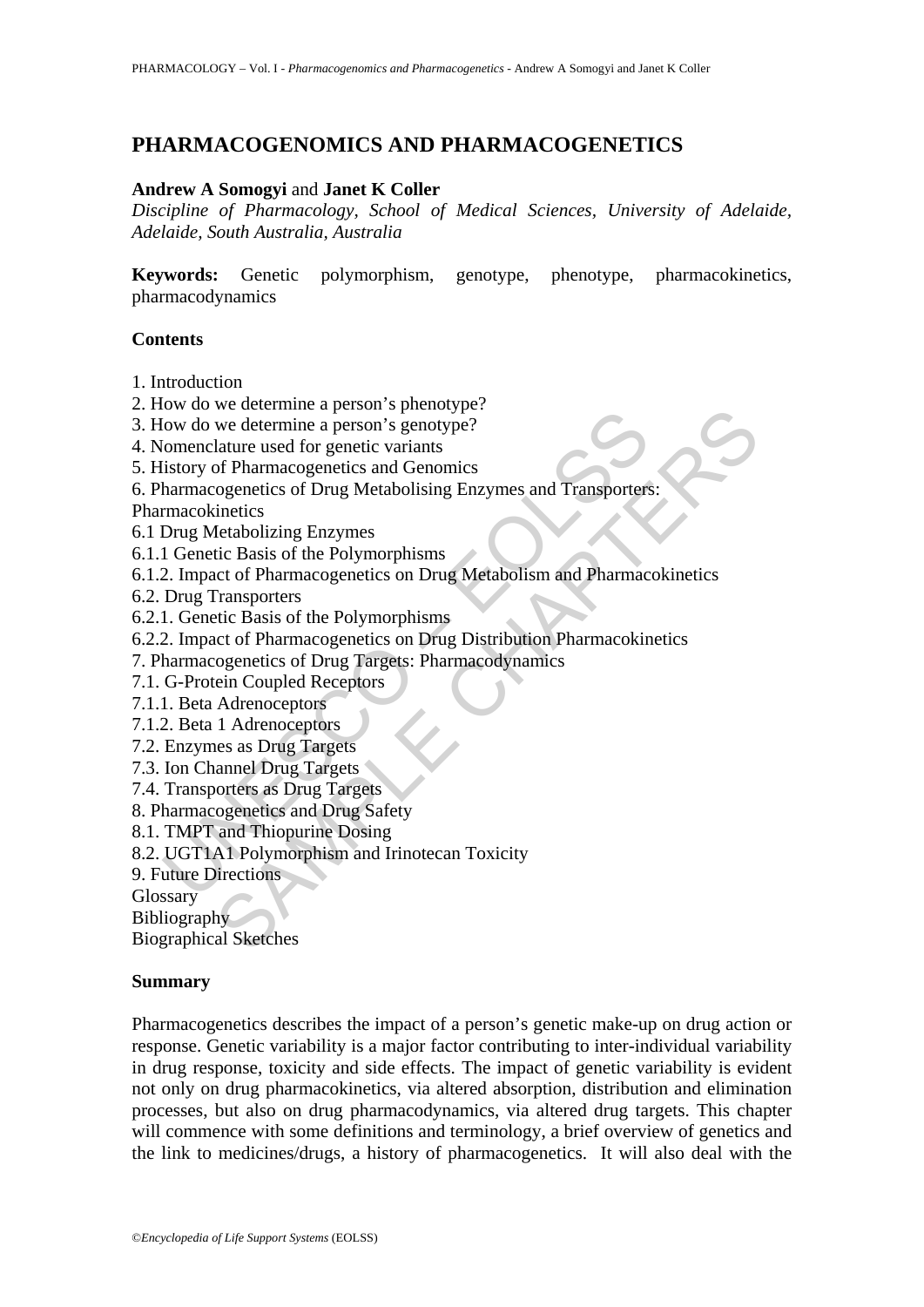# PHARMACOGENOMICS AND PHARMACOGENETICS

**Andrew A Somogyi** and **Janet K Coller**

*Discipline of Pharmacology, School of Medical Sciences, University of Adelaide, Adelaide, South Australia, Australia*

**Keywords:** Genetic polymorphism, genotype, phenotype, pharmacokinetics, pharmacodynamics

## Contents

1. Introduction
2. How do we determine a person's phenotype?
3. How do we determine a person's genotype?
4. Nomenclature used for genetic variants
5. History of Pharmacogenetics and Genomics
6. Pharmacogenetics of Drug Metabolising Enzymes and Transporters: Pharmacokinetics
6.1 Drug Metabolizing Enzymes
6.1.1 Genetic Basis of the Polymorphisms
6.1.2. Impact of Pharmacogenetics on Drug Metabolism and Pharmacokinetics
6.2. Drug Transporters
6.2.1. Genetic Basis of the Polymorphisms
6.2.2. Impact of Pharmacogenetics on Drug Distribution Pharmacokinetics
7. Pharmacogenetics of Drug Targets: Pharmacodynamics
7.1. G-Protein Coupled Receptors
7.1.1. Beta Adrenoceptors
7.1.2. Beta 1 Adrenoceptors
7.2. Enzymes as Drug Targets
7.3. Ion Channel Drug Targets
7.4. Transporters as Drug Targets
8. Pharmacogenetics and Drug Safety
8.1. TMPT and Thiopurine Dosing
8.2. UGT1A1 Polymorphism and Irinotecan Toxicity
9. Future Directions
Glossary
Bibliography
Biographical Sketches

## Summary

Pharmacogenetics describes the impact of a person's genetic make-up on drug action or response. Genetic variability is a major factor contributing to inter-individual variability in drug response, toxicity and side effects. The impact of genetic variability is evident not only on drug pharmacokinetics, via altered absorption, distribution and elimination processes, but also on drug pharmacodynamics, via altered drug targets. This chapter will commence with some definitions and terminology, a brief overview of genetics and the link to medicines/drugs, a history of pharmacogenetics. It will also deal with the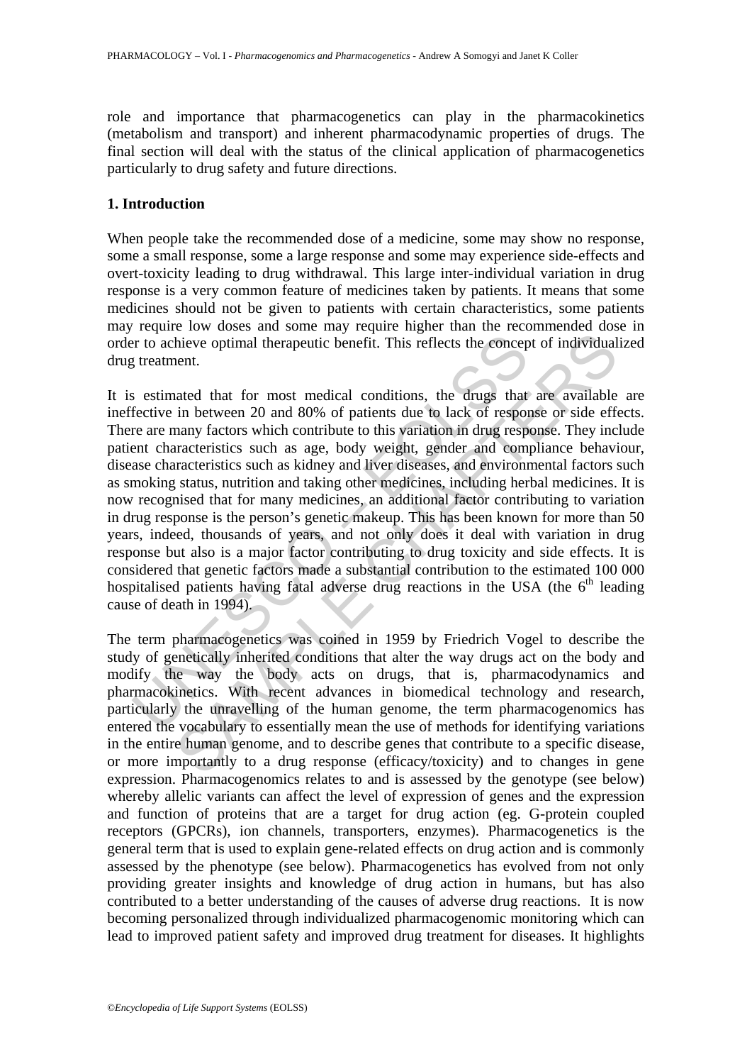role and importance that pharmacogenetics can play in the pharmacokinetics (metabolism and transport) and inherent pharmacodynamic properties of drugs. The final section will deal with the status of the clinical application of pharmacogenetics particularly to drug safety and future directions.

## 1. Introduction

When people take the recommended dose of a medicine, some may show no response, some a small response, some a large response and some may experience side-effects and overt-toxicity leading to drug withdrawal. This large inter-individual variation in drug response is a very common feature of medicines taken by patients. It means that some medicines should not be given to patients with certain characteristics, some patients may require low doses and some may require higher than the recommended dose in order to achieve optimal therapeutic benefit. This reflects the concept of individualized drug treatment.

It is estimated that for most medical conditions, the drugs that are available are ineffective in between 20 and 80% of patients due to lack of response or side effects. There are many factors which contribute to this variation in drug response. They include patient characteristics such as age, body weight, gender and compliance behaviour, disease characteristics such as kidney and liver diseases, and environmental factors such as smoking status, nutrition and taking other medicines, including herbal medicines. It is now recognised that for many medicines, an additional factor contributing to variation in drug response is the person's genetic makeup. This has been known for more than 50 years, indeed, thousands of years, and not only does it deal with variation in drug response but also is a major factor contributing to drug toxicity and side effects. It is considered that genetic factors made a substantial contribution to the estimated 100 000 hospitalised patients having fatal adverse drug reactions in the USA (the 6th leading cause of death in 1994).

The term pharmacogenetics was coined in 1959 by Friedrich Vogel to describe the study of genetically inherited conditions that alter the way drugs act on the body and modify the way the body acts on drugs, that is, pharmacodynamics and pharmacokinetics. With recent advances in biomedical technology and research, particularly the unravelling of the human genome, the term pharmacogenomics has entered the vocabulary to essentially mean the use of methods for identifying variations in the entire human genome, and to describe genes that contribute to a specific disease, or more importantly to a drug response (efficacy/toxicity) and to changes in gene expression. Pharmacogenomics relates to and is assessed by the genotype (see below) whereby allelic variants can affect the level of expression of genes and the expression and function of proteins that are a target for drug action (eg. G-protein coupled receptors (GPCRs), ion channels, transporters, enzymes). Pharmacogenetics is the general term that is used to explain gene-related effects on drug action and is commonly assessed by the phenotype (see below). Pharmacogenetics has evolved from not only providing greater insights and knowledge of drug action in humans, but has also contributed to a better understanding of the causes of adverse drug reactions. It is now becoming personalized through individualized pharmacogenomic monitoring which can lead to improved patient safety and improved drug treatment for diseases. It highlights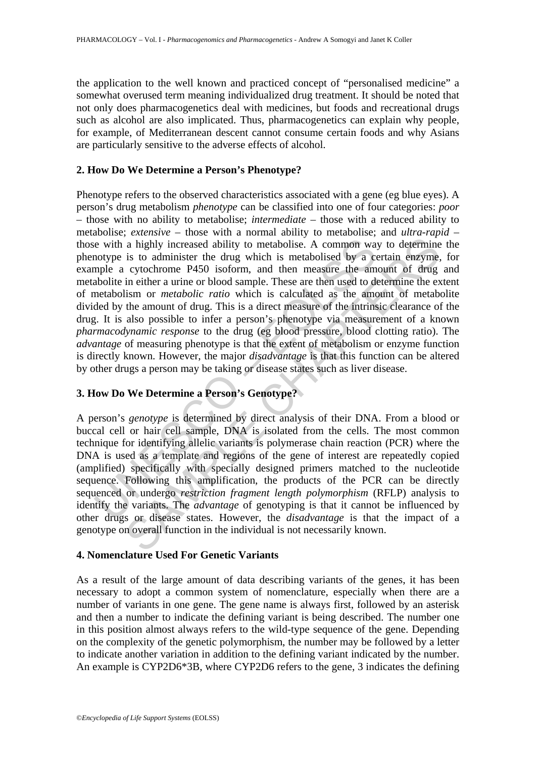the application to the well known and practiced concept of "personalised medicine" a somewhat overused term meaning individualized drug treatment. It should be noted that not only does pharmacogenetics deal with medicines, but foods and recreational drugs such as alcohol are also implicated. Thus, pharmacogenetics can explain why people, for example, of Mediterranean descent cannot consume certain foods and why Asians are particularly sensitive to the adverse effects of alcohol.

## 2. How Do We Determine a Person's Phenotype?

Phenotype refers to the observed characteristics associated with a gene (eg blue eyes). A person's drug metabolism *phenotype* can be classified into one of four categories: *poor* – those with no ability to metabolise; *intermediate* – those with a reduced ability to metabolise; *extensive* – those with a normal ability to metabolise; and *ultra-rapid* – those with a highly increased ability to metabolise. A common way to determine the phenotype is to administer the drug which is metabolised by a certain enzyme, for example a cytochrome P450 isoform, and then measure the amount of drug and metabolite in either a urine or blood sample. These are then used to determine the extent of metabolism or *metabolic ratio* which is calculated as the amount of metabolite divided by the amount of drug. This is a direct measure of the intrinsic clearance of the drug. It is also possible to infer a person's phenotype via measurement of a known *pharmacodynamic response* to the drug (eg blood pressure, blood clotting ratio). The *advantage* of measuring phenotype is that the extent of metabolism or enzyme function is directly known. However, the major *disadvantage* is that this function can be altered by other drugs a person may be taking or disease states such as liver disease.

## 3. How Do We Determine a Person's Genotype?

A person's *genotype* is determined by direct analysis of their DNA. From a blood or buccal cell or hair cell sample, DNA is isolated from the cells. The most common technique for identifying allelic variants is polymerase chain reaction (PCR) where the DNA is used as a template and regions of the gene of interest are repeatedly copied (amplified) specifically with specially designed primers matched to the nucleotide sequence. Following this amplification, the products of the PCR can be directly sequenced or undergo *restriction fragment length polymorphism* (RFLP) analysis to identify the variants. The *advantage* of genotyping is that it cannot be influenced by other drugs or disease states. However, the *disadvantage* is that the impact of a genotype on overall function in the individual is not necessarily known.

## 4. Nomenclature Used For Genetic Variants

As a result of the large amount of data describing variants of the genes, it has been necessary to adopt a common system of nomenclature, especially when there are a number of variants in one gene. The gene name is always first, followed by an asterisk and then a number to indicate the defining variant is being described. The number one in this position almost always refers to the wild-type sequence of the gene. Depending on the complexity of the genetic polymorphism, the number may be followed by a letter to indicate another variation in addition to the defining variant indicated by the number. An example is CYP2D6*3B, where CYP2D6 refers to the gene, 3 indicates the defining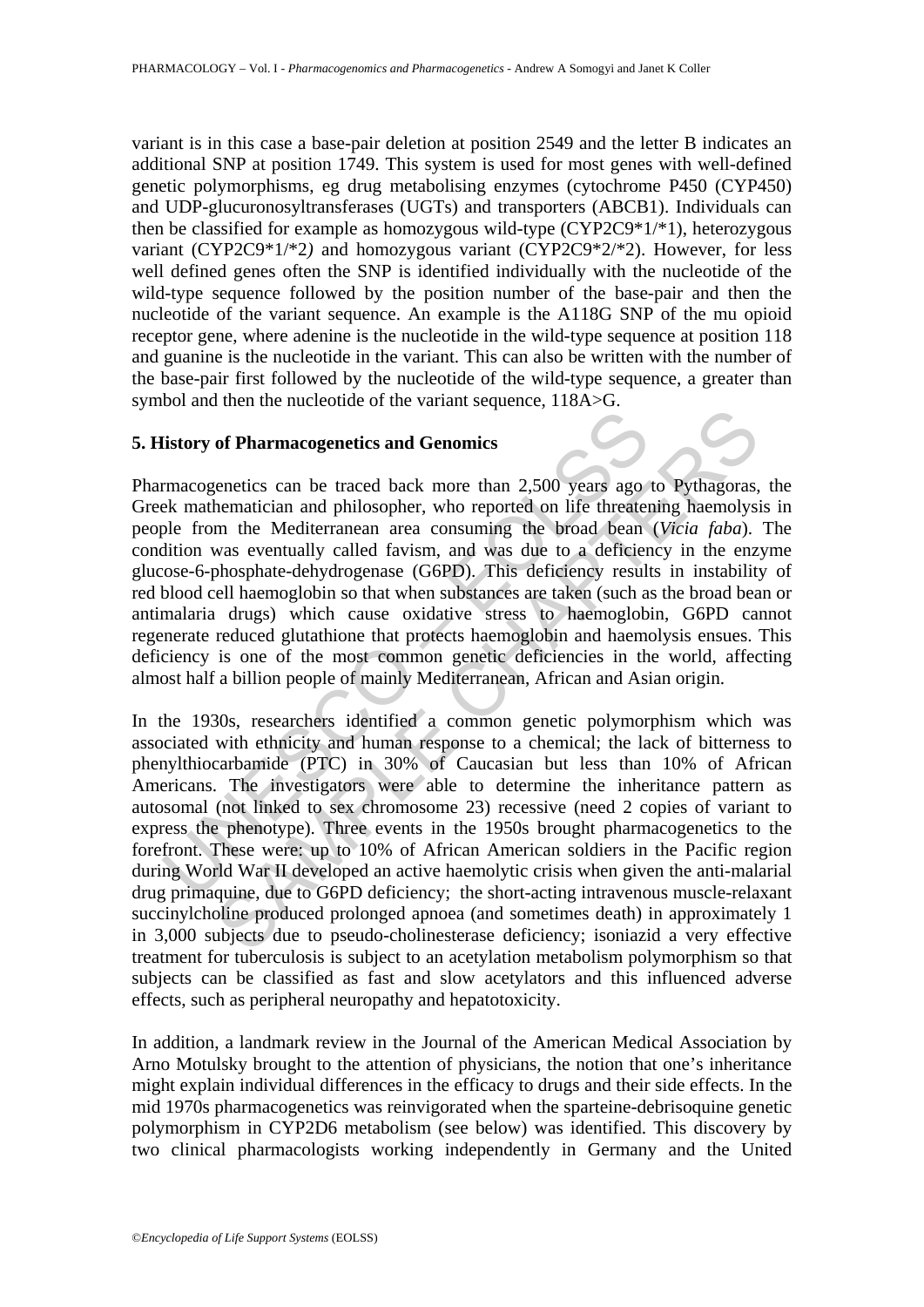variant is in this case a base-pair deletion at position 2549 and the letter B indicates an additional SNP at position 1749. This system is used for most genes with well-defined genetic polymorphisms, eg drug metabolising enzymes (cytochrome P450 (CYP450) and UDP-glucuronosyltransferases (UGTs) and transporters (ABCB1). Individuals can then be classified for example as homozygous wild-type (CYP2C9*1/*1), heterozygous variant (CYP2C9*1/*2*)* and homozygous variant (CYP2C9*2/*2). However, for less well defined genes often the SNP is identified individually with the nucleotide of the wild-type sequence followed by the position number of the base-pair and then the nucleotide of the variant sequence. An example is the A118G SNP of the mu opioid receptor gene, where adenine is the nucleotide in the wild-type sequence at position 118 and guanine is the nucleotide in the variant. This can also be written with the number of the base-pair first followed by the nucleotide of the wild-type sequence, a greater than symbol and then the nucleotide of the variant sequence, 118A>G.

## 5. History of Pharmacogenetics and Genomics

Pharmacogenetics can be traced back more than 2,500 years ago to Pythagoras, the Greek mathematician and philosopher, who reported on life threatening haemolysis in people from the Mediterranean area consuming the broad bean (*Vicia faba*). The condition was eventually called favism, and was due to a deficiency in the enzyme glucose-6-phosphate-dehydrogenase (G6PD). This deficiency results in instability of red blood cell haemoglobin so that when substances are taken (such as the broad bean or antimalaria drugs) which cause oxidative stress to haemoglobin, G6PD cannot regenerate reduced glutathione that protects haemoglobin and haemolysis ensues. This deficiency is one of the most common genetic deficiencies in the world, affecting almost half a billion people of mainly Mediterranean, African and Asian origin.

In the 1930s, researchers identified a common genetic polymorphism which was associated with ethnicity and human response to a chemical; the lack of bitterness to phenylthiocarbamide (PTC) in 30% of Caucasian but less than 10% of African Americans. The investigators were able to determine the inheritance pattern as autosomal (not linked to sex chromosome 23) recessive (need 2 copies of variant to express the phenotype). Three events in the 1950s brought pharmacogenetics to the forefront. These were: up to 10% of African American soldiers in the Pacific region during World War II developed an active haemolytic crisis when given the anti-malarial drug primaquine, due to G6PD deficiency; the short-acting intravenous muscle-relaxant succinylcholine produced prolonged apnoea (and sometimes death) in approximately 1 in 3,000 subjects due to pseudo-cholinesterase deficiency; isoniazid a very effective treatment for tuberculosis is subject to an acetylation metabolism polymorphism so that subjects can be classified as fast and slow acetylators and this influenced adverse effects, such as peripheral neuropathy and hepatotoxicity.

In addition, a landmark review in the Journal of the American Medical Association by Arno Motulsky brought to the attention of physicians, the notion that one's inheritance might explain individual differences in the efficacy to drugs and their side effects. In the mid 1970s pharmacogenetics was reinvigorated when the sparteine-debrisoquine genetic polymorphism in CYP2D6 metabolism (see below) was identified. This discovery by two clinical pharmacologists working independently in Germany and the United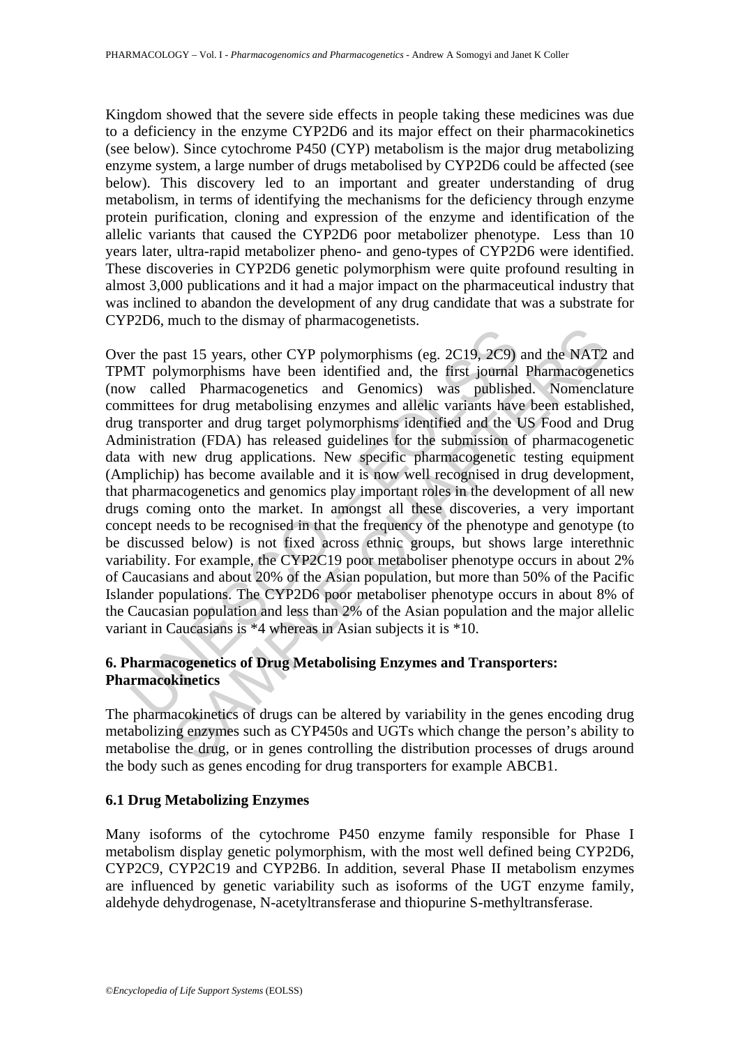Kingdom showed that the severe side effects in people taking these medicines was due to a deficiency in the enzyme CYP2D6 and its major effect on their pharmacokinetics (see below). Since cytochrome P450 (CYP) metabolism is the major drug metabolizing enzyme system, a large number of drugs metabolised by CYP2D6 could be affected (see below). This discovery led to an important and greater understanding of drug metabolism, in terms of identifying the mechanisms for the deficiency through enzyme protein purification, cloning and expression of the enzyme and identification of the allelic variants that caused the CYP2D6 poor metabolizer phenotype. Less than 10 years later, ultra-rapid metabolizer pheno- and geno-types of CYP2D6 were identified. These discoveries in CYP2D6 genetic polymorphism were quite profound resulting in almost 3,000 publications and it had a major impact on the pharmaceutical industry that was inclined to abandon the development of any drug candidate that was a substrate for CYP2D6, much to the dismay of pharmacogenetists.

Over the past 15 years, other CYP polymorphisms (eg. 2C19, 2C9) and the NAT2 and TPMT polymorphisms have been identified and, the first journal Pharmacogenetics (now called Pharmacogenetics and Genomics) was published. Nomenclature committees for drug metabolising enzymes and allelic variants have been established, drug transporter and drug target polymorphisms identified and the US Food and Drug Administration (FDA) has released guidelines for the submission of pharmacogenetic data with new drug applications. New specific pharmacogenetic testing equipment (Amplichip) has become available and it is now well recognised in drug development, that pharmacogenetics and genomics play important roles in the development of all new drugs coming onto the market. In amongst all these discoveries, a very important concept needs to be recognised in that the frequency of the phenotype and genotype (to be discussed below) is not fixed across ethnic groups, but shows large interethnic variability. For example, the CYP2C19 poor metaboliser phenotype occurs in about 2% of Caucasians and about 20% of the Asian population, but more than 50% of the Pacific Islander populations. The CYP2D6 poor metaboliser phenotype occurs in about 8% of the Caucasian population and less than 2% of the Asian population and the major allelic variant in Caucasians is *4 whereas in Asian subjects it is *10.

## 6. Pharmacogenetics of Drug Metabolising Enzymes and Transporters: Pharmacokinetics

The pharmacokinetics of drugs can be altered by variability in the genes encoding drug metabolizing enzymes such as CYP450s and UGTs which change the person's ability to metabolise the drug, or in genes controlling the distribution processes of drugs around the body such as genes encoding for drug transporters for example ABCB1.

### 6.1 Drug Metabolizing Enzymes

Many isoforms of the cytochrome P450 enzyme family responsible for Phase I metabolism display genetic polymorphism, with the most well defined being CYP2D6, CYP2C9, CYP2C19 and CYP2B6. In addition, several Phase II metabolism enzymes are influenced by genetic variability such as isoforms of the UGT enzyme family, aldehyde dehydrogenase, N-acetyltransferase and thiopurine S-methyltransferase.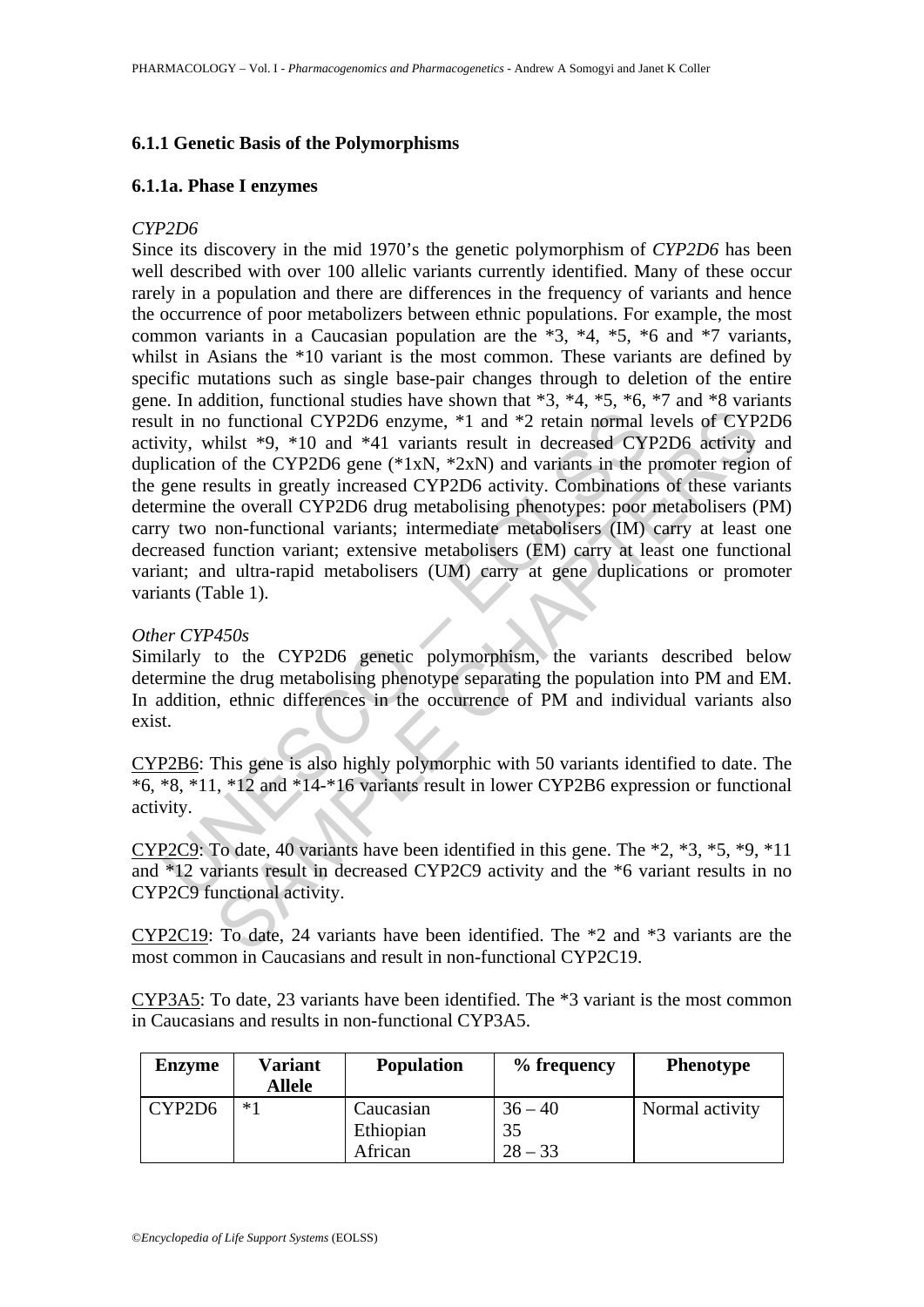### 6.1.1 Genetic Basis of the Polymorphisms

#### 6.1.1a. Phase I enzymes

*CYP2D6*

Since its discovery in the mid 1970's the genetic polymorphism of *CYP2D6* has been well described with over 100 allelic variants currently identified. Many of these occur rarely in a population and there are differences in the frequency of variants and hence the occurrence of poor metabolizers between ethnic populations. For example, the most common variants in a Caucasian population are the *3, *4, *5, *6 and *7 variants, whilst in Asians the *10 variant is the most common. These variants are defined by specific mutations such as single base-pair changes through to deletion of the entire gene. In addition, functional studies have shown that *3, *4, *5, *6, *7 and *8 variants result in no functional CYP2D6 enzyme, *1 and *2 retain normal levels of CYP2D6 activity, whilst *9, *10 and *41 variants result in decreased CYP2D6 activity and duplication of the CYP2D6 gene (*1xN, *2xN) and variants in the promoter region of the gene results in greatly increased CYP2D6 activity. Combinations of these variants determine the overall CYP2D6 drug metabolising phenotypes: poor metabolisers (PM) carry two non-functional variants; intermediate metabolisers (IM) carry at least one decreased function variant; extensive metabolisers (EM) carry at least one functional variant; and ultra-rapid metabolisers (UM) carry at gene duplications or promoter variants (Table 1).

*Other CYP450s*

Similarly to the CYP2D6 genetic polymorphism, the variants described below determine the drug metabolising phenotype separating the population into PM and EM. In addition, ethnic differences in the occurrence of PM and individual variants also exist.

CYP2B6: This gene is also highly polymorphic with 50 variants identified to date. The *6, *8, *11, *12 and *14-*16 variants result in lower CYP2B6 expression or functional activity.

CYP2C9: To date, 40 variants have been identified in this gene. The *2, *3, *5, *9, *11 and *12 variants result in decreased CYP2C9 activity and the *6 variant results in no CYP2C9 functional activity.

CYP2C19: To date, 24 variants have been identified. The *2 and *3 variants are the most common in Caucasians and result in non-functional CYP2C19.

CYP3A5: To date, 23 variants have been identified. The *3 variant is the most common in Caucasians and results in non-functional CYP3A5.

| Enzyme | Variant Allele | Population | % frequency | Phenotype |
|---|---|---|---|---|
| CYP2D6 | *1 | Caucasian | 36 – 40 | Normal activity |
| | | Ethiopian | 35 | |
| | | African | 28 – 33 | |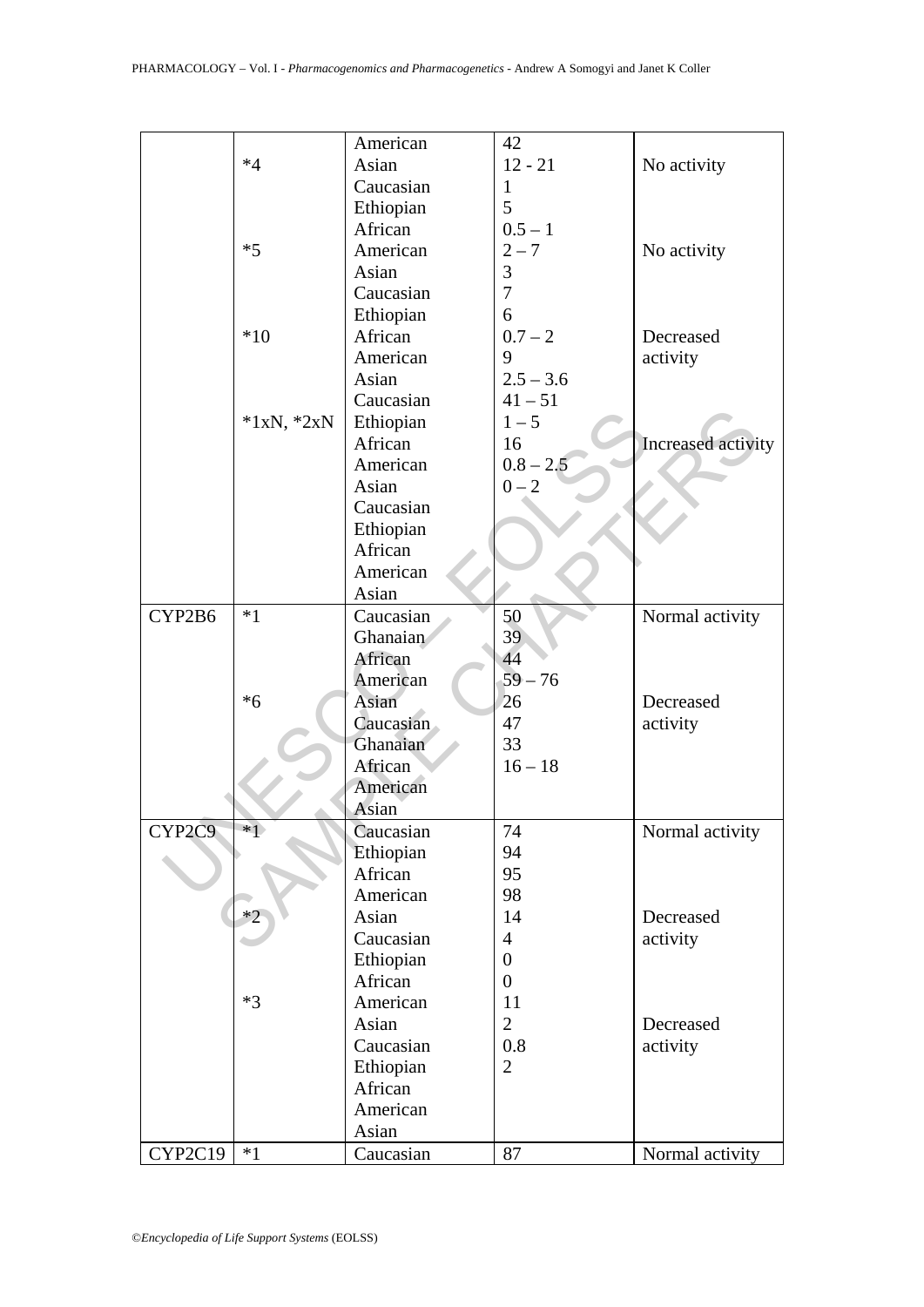|  |  | American | 42 |  |
|---|---|---|---|---|
|  | *4 | Asian | 12 - 21 | No activity |
|  |  | Caucasian | 1 |  |
|  |  | Ethiopian | 5 |  |
|  |  | African | 0.5 – 1 |  |
|  | *5 | American | 2 – 7 | No activity |
|  |  | Asian | 3 |  |
|  |  | Caucasian | 7 |  |
|  |  | Ethiopian | 6 |  |
|  | *10 | African | 0.7 – 2 | Decreased activity |
|  |  | American | 9 |  |
|  |  | Asian | 2.5 – 3.6 |  |
|  |  | Caucasian | 41 – 51 |  |
|  | *1xN, *2xN | Ethiopian | 1 – 5 |  |
|  |  | African | 16 | Increased activity |
|  |  | American | 0.8 – 2.5 |  |
|  |  | Asian | 0 – 2 |  |
|  |  | Caucasian |  |  |
|  |  | Ethiopian |  |  |
|  |  | African |  |  |
|  |  | American |  |  |
|  |  | Asian |  |  |
| CYP2B6 | *1 | Caucasian | 50 | Normal activity |
|  |  | Ghanaian | 39 |  |
|  |  | African | 44 |  |
|  |  | American | 59 – 76 |  |
|  | *6 | Asian | 26 | Decreased activity |
|  |  | Caucasian | 47 |  |
|  |  | Ghanaian | 33 |  |
|  |  | African | 16 – 18 |  |
|  |  | American |  |  |
|  |  | Asian |  |  |
| CYP2C9 | *1 | Caucasian | 74 | Normal activity |
|  |  | Ethiopian | 94 |  |
|  |  | African | 95 |  |
|  |  | American | 98 |  |
|  | *2 | Asian | 14 | Decreased activity |
|  |  | Caucasian | 4 |  |
|  |  | Ethiopian | 0 |  |
|  |  | African | 0 |  |
|  | *3 | American | 11 |  |
|  |  | Asian | 2 | Decreased activity |
|  |  | Caucasian | 0.8 |  |
|  |  | Ethiopian | 2 |  |
|  |  | African |  |  |
|  |  | American |  |  |
|  |  | Asian |  |  |
| CYP2C19 | *1 | Caucasian | 87 | Normal activity |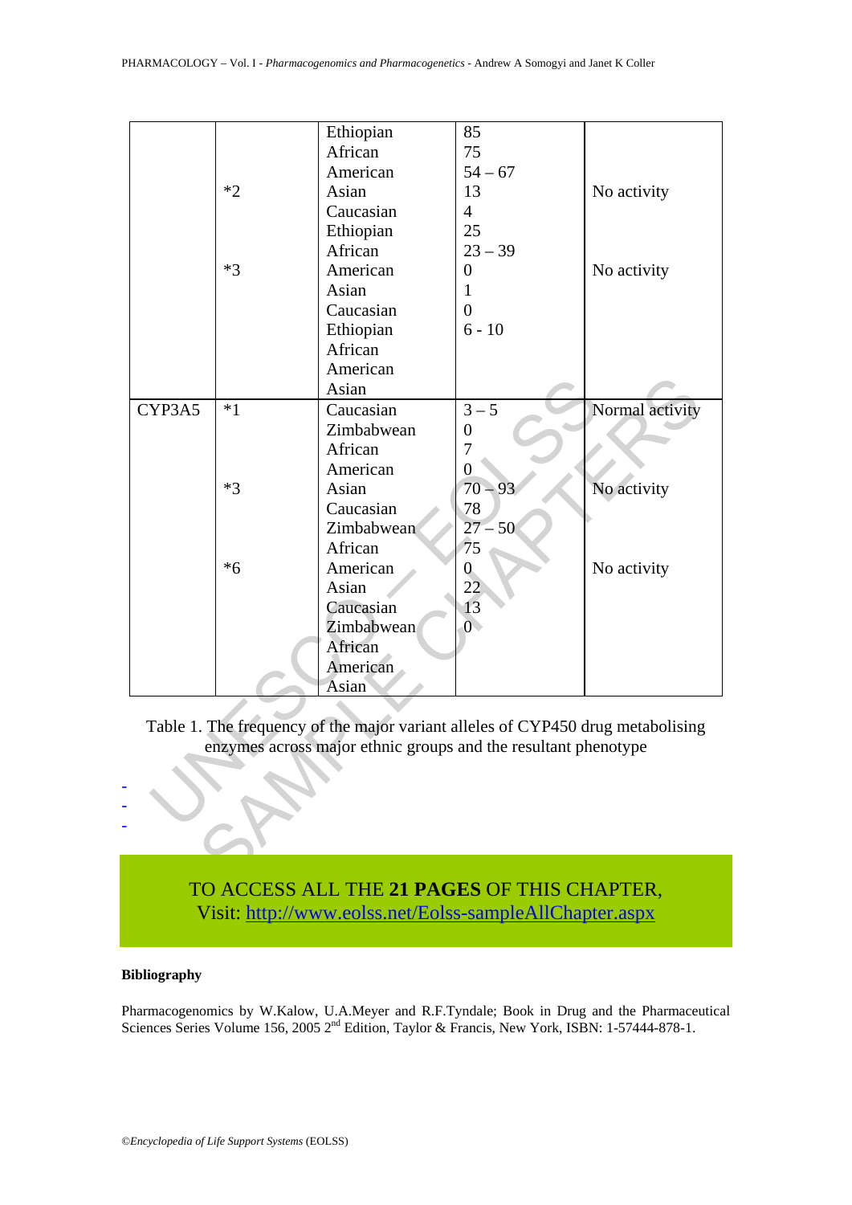|  |  | Ethiopian | 85 |  |
|---|---|---|---|---|
|  |  | African | 75 |  |
|  |  | American | 54 – 67 |  |
|  | *2 | Asian | 13 | No activity |
|  |  | Caucasian | 4 |  |
|  |  | Ethiopian | 25 |  |
|  |  | African | 23 – 39 |  |
|  | *3 | American | 0 | No activity |
|  |  | Asian | 1 |  |
|  |  | Caucasian | 0 |  |
|  |  | Ethiopian | 6 - 10 |  |
|  |  | African |  |  |
|  |  | American |  |  |
|  |  | Asian |  |  |
| CYP3A5 | *1 | Caucasian | 3 – 5 | Normal activity |
|  |  | Zimbabwean | 0 |  |
|  |  | African | 7 |  |
|  |  | American | 0 |  |
|  | *3 | Asian | 70 – 93 | No activity |
|  |  | Caucasian | 78 |  |
|  |  | Zimbabwean | 27 – 50 |  |
|  |  | African | 75 |  |
|  | *6 | American | 0 | No activity |
|  |  | Asian | 22 |  |
|  |  | Caucasian | 13 |  |
|  |  | Zimbabwean | 0 |  |
|  |  | African |  |  |
|  |  | American |  |  |
|  |  | Asian |  |  |

Table 1. The frequency of the major variant alleles of CYP450 drug metabolising enzymes across major ethnic groups and the resultant phenotype

-
-
-

TO ACCESS ALL THE **21 PAGES** OF THIS CHAPTER,
Visit: http://www.eolss.net/Eolss-sampleAllChapter.aspx

**Bibliography**

Pharmacogenomics by W.Kalow, U.A.Meyer and R.F.Tyndale; Book in Drug and the Pharmaceutical Sciences Series Volume 156, 2005 2nd Edition, Taylor & Francis, New York, ISBN: 1-57444-878-1.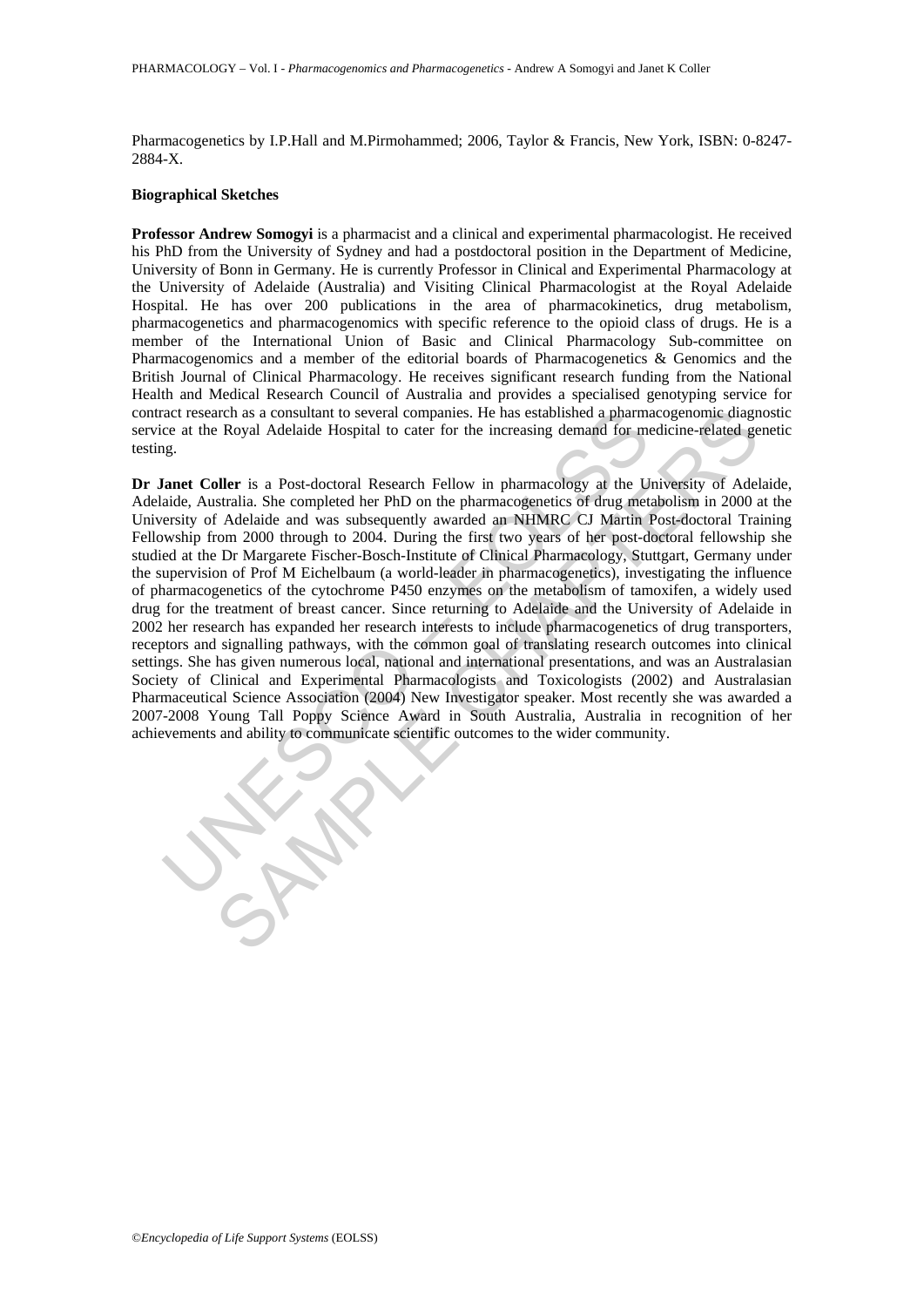Pharmacogenetics by I.P.Hall and M.Pirmohammed; 2006, Taylor & Francis, New York, ISBN: 0-8247-2884-X.

**Biographical Sketches**

**Professor Andrew Somogyi** is a pharmacist and a clinical and experimental pharmacologist. He received his PhD from the University of Sydney and had a postdoctoral position in the Department of Medicine, University of Bonn in Germany. He is currently Professor in Clinical and Experimental Pharmacology at the University of Adelaide (Australia) and Visiting Clinical Pharmacologist at the Royal Adelaide Hospital. He has over 200 publications in the area of pharmacokinetics, drug metabolism, pharmacogenetics and pharmacogenomics with specific reference to the opioid class of drugs. He is a member of the International Union of Basic and Clinical Pharmacology Sub-committee on Pharmacogenomics and a member of the editorial boards of Pharmacogenetics & Genomics and the British Journal of Clinical Pharmacology. He receives significant research funding from the National Health and Medical Research Council of Australia and provides a specialised genotyping service for contract research as a consultant to several companies. He has established a pharmacogenomic diagnostic service at the Royal Adelaide Hospital to cater for the increasing demand for medicine-related genetic testing.

**Dr Janet Coller** is a Post-doctoral Research Fellow in pharmacology at the University of Adelaide, Adelaide, Australia. She completed her PhD on the pharmacogenetics of drug metabolism in 2000 at the University of Adelaide and was subsequently awarded an NHMRC CJ Martin Post-doctoral Training Fellowship from 2000 through to 2004. During the first two years of her post-doctoral fellowship she studied at the Dr Margarete Fischer-Bosch-Institute of Clinical Pharmacology, Stuttgart, Germany under the supervision of Prof M Eichelbaum (a world-leader in pharmacogenetics), investigating the influence of pharmacogenetics of the cytochrome P450 enzymes on the metabolism of tamoxifen, a widely used drug for the treatment of breast cancer. Since returning to Adelaide and the University of Adelaide in 2002 her research has expanded her research interests to include pharmacogenetics of drug transporters, receptors and signalling pathways, with the common goal of translating research outcomes into clinical settings. She has given numerous local, national and international presentations, and was an Australasian Society of Clinical and Experimental Pharmacologists and Toxicologists (2002) and Australasian Pharmaceutical Science Association (2004) New Investigator speaker. Most recently she was awarded a 2007-2008 Young Tall Poppy Science Award in South Australia, Australia in recognition of her achievements and ability to communicate scientific outcomes to the wider community.